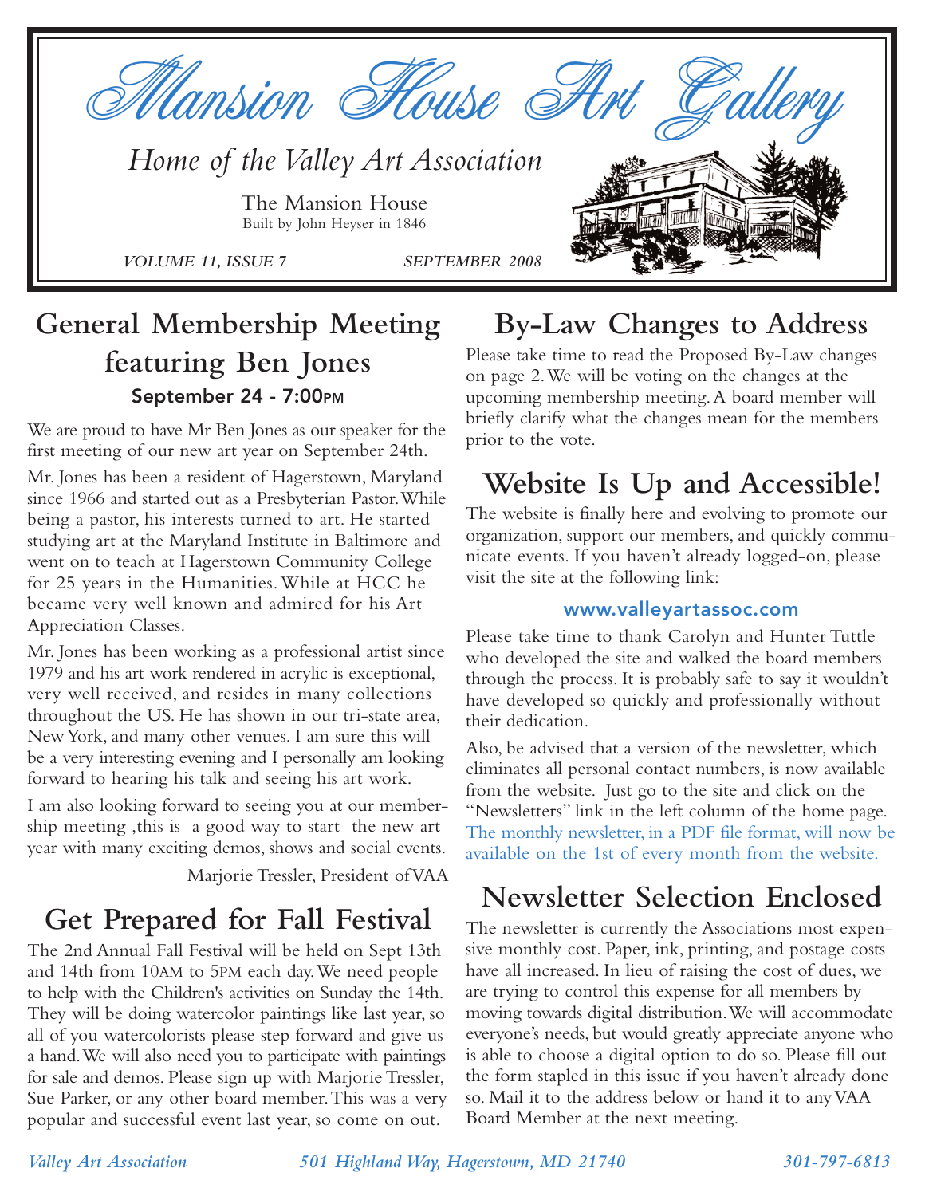# Mansion House Art Gallery

*Home of the Valley Art Association*

The Mansion House
Built by John Heyser in 1846

*VOLUME 11, ISSUE 7* *SEPTEMBER 2008*

## General Membership Meeting featuring Ben Jones

**September 24 - 7:00PM**

We are proud to have Mr Ben Jones as our speaker for the first meeting of our new art year on September 24th.

Mr. Jones has been a resident of Hagerstown, Maryland since 1966 and started out as a Presbyterian Pastor. While being a pastor, his interests turned to art. He started studying art at the Maryland Institute in Baltimore and went on to teach at Hagerstown Community College for 25 years in the Humanities. While at HCC he became very well known and admired for his Art Appreciation Classes.

Mr. Jones has been working as a professional artist since 1979 and his art work rendered in acrylic is exceptional, very well received, and resides in many collections throughout the US. He has shown in our tri-state area, New York, and many other venues. I am sure this will be a very interesting evening and I personally am looking forward to hearing his talk and seeing his art work.

I am also looking forward to seeing you at our membership meeting ,this is a good way to start the new art year with many exciting demos, shows and social events.

Marjorie Tressler, President of VAA

## Get Prepared for Fall Festival

The 2nd Annual Fall Festival will be held on Sept 13th and 14th from 10AM to 5PM each day. We need people to help with the Children's activities on Sunday the 14th. They will be doing watercolor paintings like last year, so all of you watercolorists please step forward and give us a hand. We will also need you to participate with paintings for sale and demos. Please sign up with Marjorie Tressler, Sue Parker, or any other board member. This was a very popular and successful event last year, so come on out.

## By-Law Changes to Address

Please take time to read the Proposed By-Law changes on page 2. We will be voting on the changes at the upcoming membership meeting. A board member will briefly clarify what the changes mean for the members prior to the vote.

## Website Is Up and Accessible!

The website is finally here and evolving to promote our organization, support our members, and quickly communicate events. If you haven't already logged-on, please visit the site at the following link:

**www.valleyartassoc.com**

Please take time to thank Carolyn and Hunter Tuttle who developed the site and walked the board members through the process. It is probably safe to say it wouldn't have developed so quickly and professionally without their dedication.

Also, be advised that a version of the newsletter, which eliminates all personal contact numbers, is now available from the website. Just go to the site and click on the "Newsletters" link in the left column of the home page. The monthly newsletter, in a PDF file format, will now be available on the 1st of every month from the website.

## Newsletter Selection Enclosed

The newsletter is currently the Associations most expensive monthly cost. Paper, ink, printing, and postage costs have all increased. In lieu of raising the cost of dues, we are trying to control this expense for all members by moving towards digital distribution. We will accommodate everyone's needs, but would greatly appreciate anyone who is able to choose a digital option to do so. Please fill out the form stapled in this issue if you haven't already done so. Mail it to the address below or hand it to any VAA Board Member at the next meeting.

*Valley Art Association* *501 Highland Way, Hagerstown, MD 21740* *301-797-6813*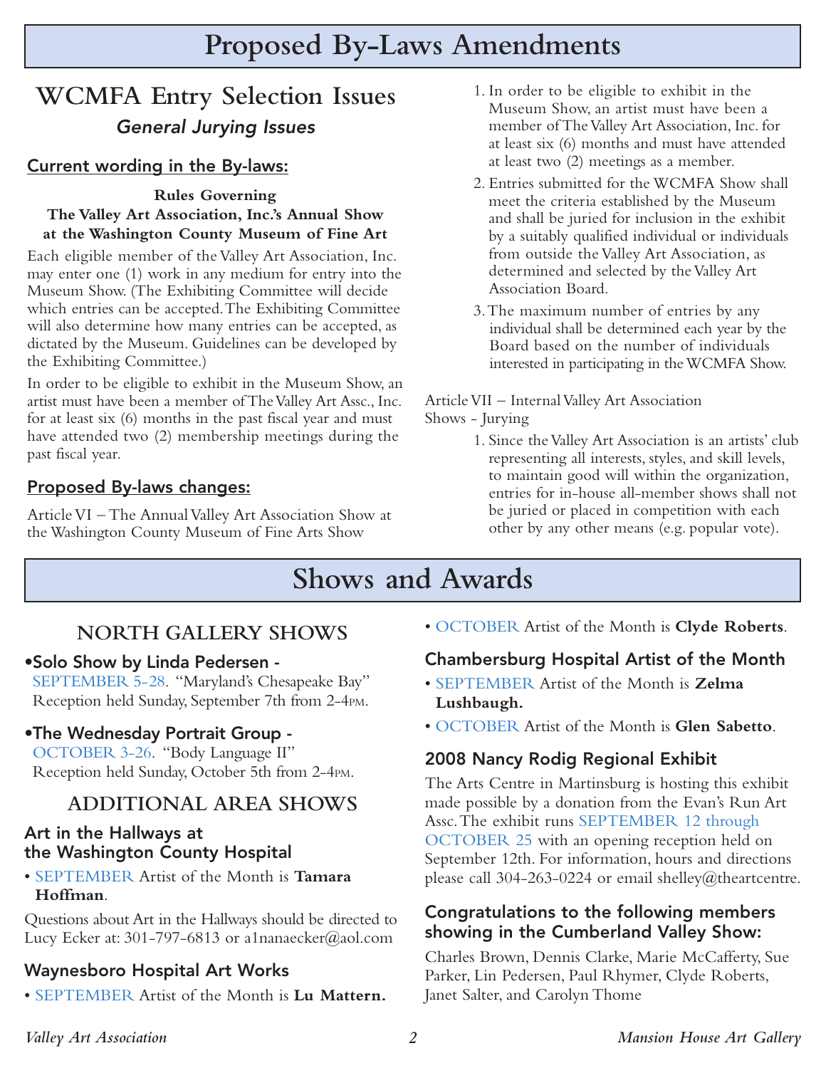# Proposed By-Laws Amendments

## WCMFA Entry Selection Issues

### *General Jurying Issues*

**Current wording in the By-laws:**

**Rules Governing**
**The Valley Art Association, Inc.'s Annual Show at the Washington County Museum of Fine Art**

Each eligible member of the Valley Art Association, Inc. may enter one (1) work in any medium for entry into the Museum Show. (The Exhibiting Committee will decide which entries can be accepted. The Exhibiting Committee will also determine how many entries can be accepted, as dictated by the Museum. Guidelines can be developed by the Exhibiting Committee.)

In order to be eligible to exhibit in the Museum Show, an artist must have been a member of The Valley Art Assc., Inc. for at least six (6) months in the past fiscal year and must have attended two (2) membership meetings during the past fiscal year.

**Proposed By-laws changes:**

Article VI – The Annual Valley Art Association Show at the Washington County Museum of Fine Arts Show

1. In order to be eligible to exhibit in the Museum Show, an artist must have been a member of The Valley Art Association, Inc. for at least six (6) months and must have attended at least two (2) meetings as a member.
2. Entries submitted for the WCMFA Show shall meet the criteria established by the Museum and shall be juried for inclusion in the exhibit by a suitably qualified individual or individuals from outside the Valley Art Association, as determined and selected by the Valley Art Association Board.
3. The maximum number of entries by any individual shall be determined each year by the Board based on the number of individuals interested in participating in the WCMFA Show.

Article VII – Internal Valley Art Association Shows - Jurying

1. Since the Valley Art Association is an artists' club representing all interests, styles, and skill levels, to maintain good will within the organization, entries for in-house all-member shows shall not be juried or placed in competition with each other by any other means (e.g. popular vote).

# Shows and Awards

## NORTH GALLERY SHOWS

**•Solo Show by Linda Pedersen -**
SEPTEMBER 5-28. "Maryland's Chesapeake Bay" Reception held Sunday, September 7th from 2-4PM.

**•The Wednesday Portrait Group -**
OCTOBER 3-26. "Body Language II" Reception held Sunday, October 5th from 2-4PM.

## ADDITIONAL AREA SHOWS

### Art in the Hallways at the Washington County Hospital

- SEPTEMBER Artist of the Month is **Tamara Hoffman**.

Questions about Art in the Hallways should be directed to Lucy Ecker at: 301-797-6813 or a1nanaecker@aol.com

### Waynesboro Hospital Art Works

- SEPTEMBER Artist of the Month is **Lu Mattern.**
- OCTOBER Artist of the Month is **Clyde Roberts**.

### Chambersburg Hospital Artist of the Month

- SEPTEMBER Artist of the Month is **Zelma Lushbaugh.**
- OCTOBER Artist of the Month is **Glen Sabetto**.

### 2008 Nancy Rodig Regional Exhibit

The Arts Centre in Martinsburg is hosting this exhibit made possible by a donation from the Evan's Run Art Assc. The exhibit runs SEPTEMBER 12 through OCTOBER 25 with an opening reception held on September 12th. For information, hours and directions please call 304-263-0224 or email shelley@theartcentre.

### Congratulations to the following members showing in the Cumberland Valley Show:

Charles Brown, Dennis Clarke, Marie McCafferty, Sue Parker, Lin Pedersen, Paul Rhymer, Clyde Roberts, Janet Salter, and Carolyn Thome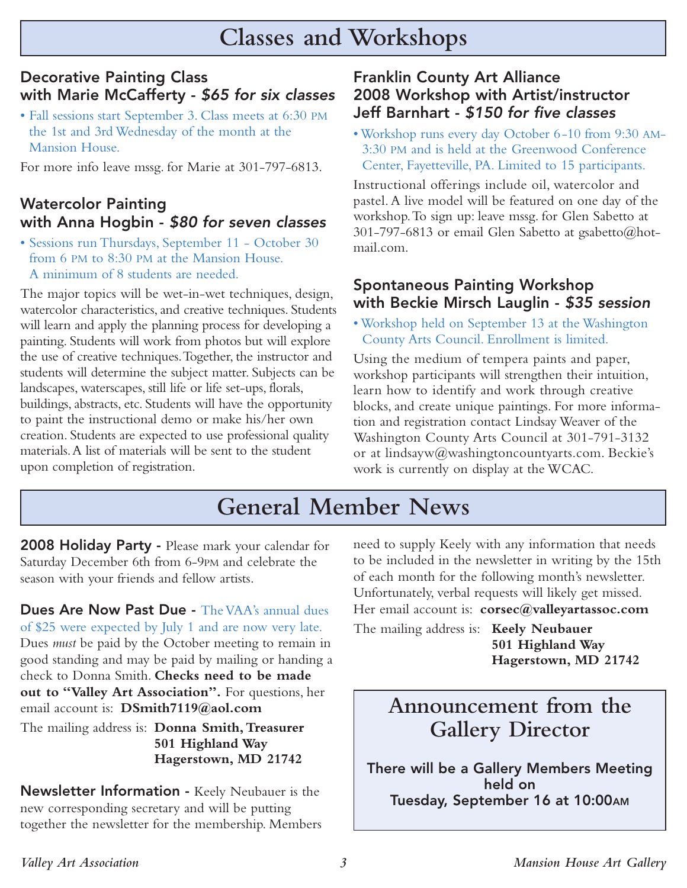# Classes and Workshops

## Decorative Painting Class with Marie McCafferty - *$65 for six classes*

- Fall sessions start September 3. Class meets at 6:30 PM the 1st and 3rd Wednesday of the month at the Mansion House.

For more info leave mssg. for Marie at 301-797-6813.

## Watercolor Painting with Anna Hogbin - *$80 for seven classes*

- Sessions run Thursdays, September 11 - October 30 from 6 PM to 8:30 PM at the Mansion House. A minimum of 8 students are needed.

The major topics will be wet-in-wet techniques, design, watercolor characteristics, and creative techniques. Students will learn and apply the planning process for developing a painting. Students will work from photos but will explore the use of creative techniques. Together, the instructor and students will determine the subject matter. Subjects can be landscapes, waterscapes, still life or life set-ups, florals, buildings, abstracts, etc. Students will have the opportunity to paint the instructional demo or make his/her own creation. Students are expected to use professional quality materials. A list of materials will be sent to the student upon completion of registration.

## Franklin County Art Alliance 2008 Workshop with Artist/instructor Jeff Barnhart - *$150 for five classes*

- Workshop runs every day October 6-10 from 9:30 AM-3:30 PM and is held at the Greenwood Conference Center, Fayetteville, PA. Limited to 15 participants.

Instructional offerings include oil, watercolor and pastel. A live model will be featured on one day of the workshop. To sign up: leave mssg. for Glen Sabetto at 301-797-6813 or email Glen Sabetto at gsabetto@hotmail.com.

## Spontaneous Painting Workshop with Beckie Mirsch Lauglin - *$35 session*

- Workshop held on September 13 at the Washington County Arts Council. Enrollment is limited.

Using the medium of tempera paints and paper, workshop participants will strengthen their intuition, learn how to identify and work through creative blocks, and create unique paintings. For more information and registration contact Lindsay Weaver of the Washington County Arts Council at 301-791-3132 or at lindsayw@washingtoncountyarts.com. Beckie's work is currently on display at the WCAC.

# General Member News

**2008 Holiday Party -** Please mark your calendar for Saturday December 6th from 6-9PM and celebrate the season with your friends and fellow artists.

**Dues Are Now Past Due -** The VAA's annual dues of $25 were expected by July 1 and are now very late. Dues *must* be paid by the October meeting to remain in good standing and may be paid by mailing or handing a check to Donna Smith. **Checks need to be made out to "Valley Art Association".** For questions, her email account is: **DSmith7119@aol.com**

The mailing address is:
**Donna Smith, Treasurer**
**501 Highland Way**
**Hagerstown, MD 21742**

**Newsletter Information -** Keely Neubauer is the new corresponding secretary and will be putting together the newsletter for the membership. Members need to supply Keely with any information that needs to be included in the newsletter in writing by the 15th of each month for the following month's newsletter. Unfortunately, verbal requests will likely get missed. Her email account is: **corsec@valleyartassoc.com**

The mailing address is:
**Keely Neubauer**
**501 Highland Way**
**Hagerstown, MD 21742**

## Announcement from the Gallery Director

**There will be a Gallery Members Meeting held on Tuesday, September 16 at 10:00AM**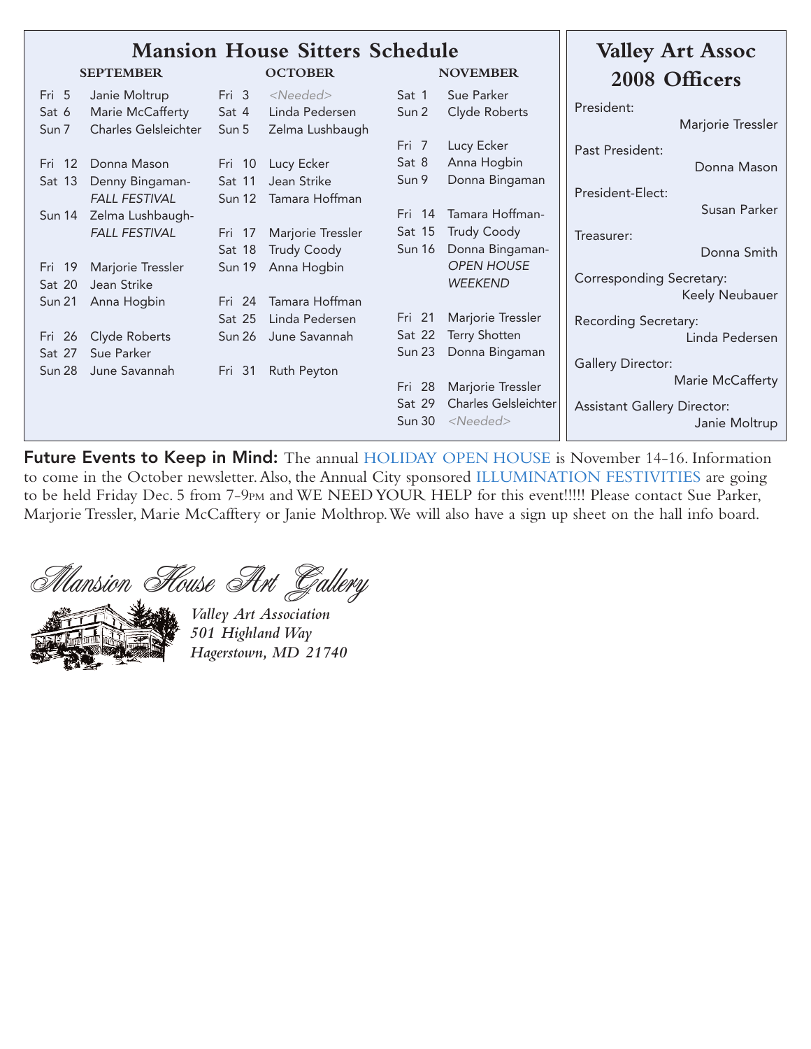## Mansion House Sitters Schedule

**SEPTEMBER**

Fri 5 Janie Moltrup
Sat 6 Marie McCafferty
Sun 7 Charles Gelsleichter

Fri 12 Donna Mason
Sat 13 Denny Bingaman- *FALL FESTIVAL*
Sun 14 Zelma Lushbaugh- *FALL FESTIVAL*

Fri 19 Marjorie Tressler
Sat 20 Jean Strike
Sun 21 Anna Hogbin

Fri 26 Clyde Roberts
Sat 27 Sue Parker
Sun 28 June Savannah

**OCTOBER**

Fri 3 *<Needed>*
Sat 4 Linda Pedersen
Sun 5 Zelma Lushbaugh

Fri 10 Lucy Ecker
Sat 11 Jean Strike
Sun 12 Tamara Hoffman

Fri 17 Marjorie Tressler
Sat 18 Trudy Coody
Sun 19 Anna Hogbin

Fri 24 Tamara Hoffman
Sat 25 Linda Pedersen
Sun 26 June Savannah

Fri 31 Ruth Peyton

**NOVEMBER**

Sat 1 Sue Parker
Sun 2 Clyde Roberts

Fri 7 Lucy Ecker
Sat 8 Anna Hogbin
Sun 9 Donna Bingaman

Fri 14 Tamara Hoffman-
Sat 15 Trudy Coody
Sun 16 Donna Bingaman- *OPEN HOUSE WEEKEND*

Fri 21 Marjorie Tressler
Sat 22 Terry Shotten
Sun 23 Donna Bingaman

Fri 28 Marjorie Tressler
Sat 29 Charles Gelsleichter
Sun 30 *<Needed>*

## Valley Art Assoc 2008 Officers

President: Marjorie Tressler

Past President: Donna Mason

President-Elect: Susan Parker

Treasurer: Donna Smith

Corresponding Secretary: Keely Neubauer

Recording Secretary: Linda Pedersen

Gallery Director: Marie McCafferty

Assistant Gallery Director: Janie Moltrup

**Future Events to Keep in Mind:** The annual HOLIDAY OPEN HOUSE is November 14-16. Information to come in the October newsletter. Also, the Annual City sponsored ILLUMINATION FESTIVITIES are going to be held Friday Dec. 5 from 7-9PM and WE NEED YOUR HELP for this event!!!!! Please contact Sue Parker, Marjorie Tressler, Marie McCafftery or Janie Molthrop. We will also have a sign up sheet on the hall info board.

*Mansion House Art Gallery*

*Valley Art Association*
*501 Highland Way*
*Hagerstown, MD 21740*